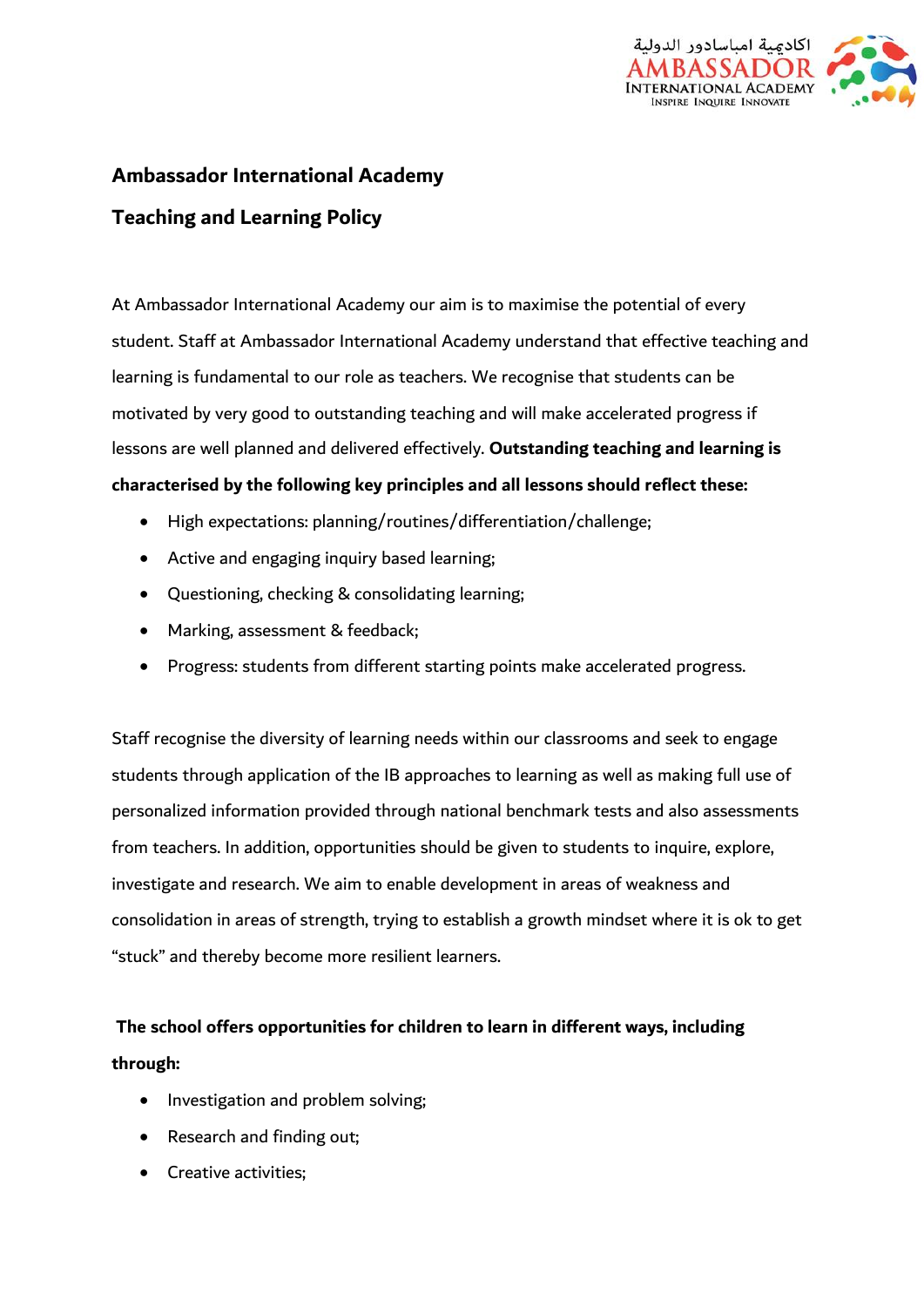**Ambassador International Academy**

**Teaching and Learning Policy**

At Ambassador International Academy our aim is to maximise the potential of every student. Staff at Ambassador International Academy understand that effective teaching and learning is fundamental to our role as teachers. We recognise that students can be motivated by very good to outstanding teaching and will make accelerated progress if lessons are well planned and delivered effectively. **Outstanding teaching and learning is characterised by the following key principles and all lessons should reflect these:**

- High expectations: planning/routines/differentiation/challenge;
- Active and engaging inquiry based learning;
- Questioning, checking & consolidating learning;
- Marking, assessment & feedback;
- Progress: students from different starting points make accelerated progress.

Staff recognise the diversity of learning needs within our classrooms and seek to engage students through application of the IB approaches to learning as well as making full use of personalized information provided through national benchmark tests and also assessments from teachers. In addition, opportunities should be given to students to inquire, explore, investigate and research. We aim to enable development in areas of weakness and consolidation in areas of strength, trying to establish a growth mindset where it is ok to get "stuck" and thereby become more resilient learners.

**The school offers opportunities for children to learn in different ways, including through:**

- Investigation and problem solving;
- Research and finding out;
- Creative activities;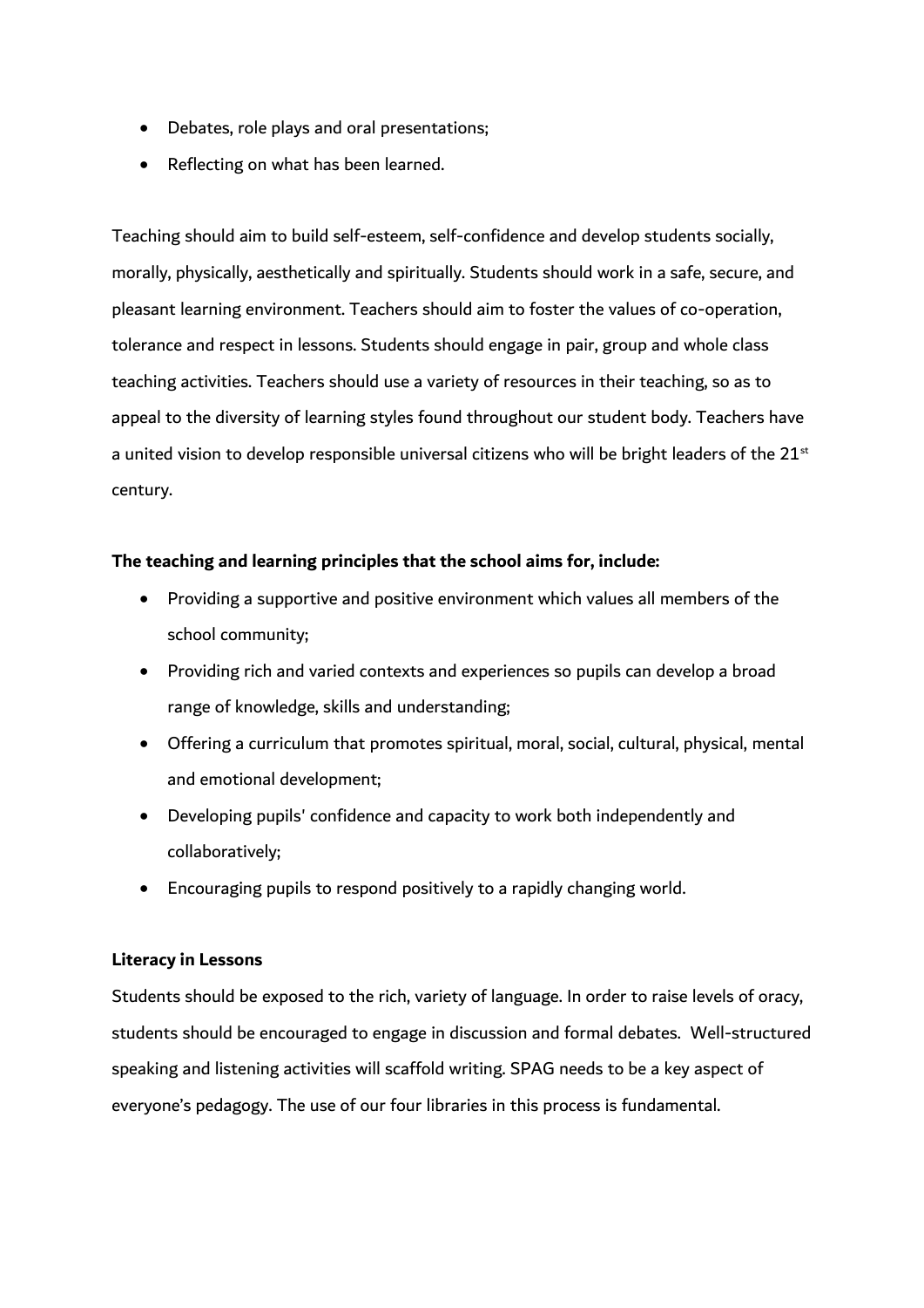- Debates, role plays and oral presentations;
- Reflecting on what has been learned.

Teaching should aim to build self-esteem, self-confidence and develop students socially, morally, physically, aesthetically and spiritually. Students should work in a safe, secure, and pleasant learning environment. Teachers should aim to foster the values of co-operation, tolerance and respect in lessons. Students should engage in pair, group and whole class teaching activities. Teachers should use a variety of resources in their teaching, so as to appeal to the diversity of learning styles found throughout our student body. Teachers have a united vision to develop responsible universal citizens who will be bright leaders of the 21st century.

**The teaching and learning principles that the school aims for, include:**

- Providing a supportive and positive environment which values all members of the school community;
- Providing rich and varied contexts and experiences so pupils can develop a broad range of knowledge, skills and understanding;
- Offering a curriculum that promotes spiritual, moral, social, cultural, physical, mental and emotional development;
- Developing pupils' confidence and capacity to work both independently and collaboratively;
- Encouraging pupils to respond positively to a rapidly changing world.

**Literacy in Lessons**

Students should be exposed to the rich, variety of language. In order to raise levels of oracy, students should be encouraged to engage in discussion and formal debates. Well-structured speaking and listening activities will scaffold writing. SPAG needs to be a key aspect of everyone's pedagogy. The use of our four libraries in this process is fundamental.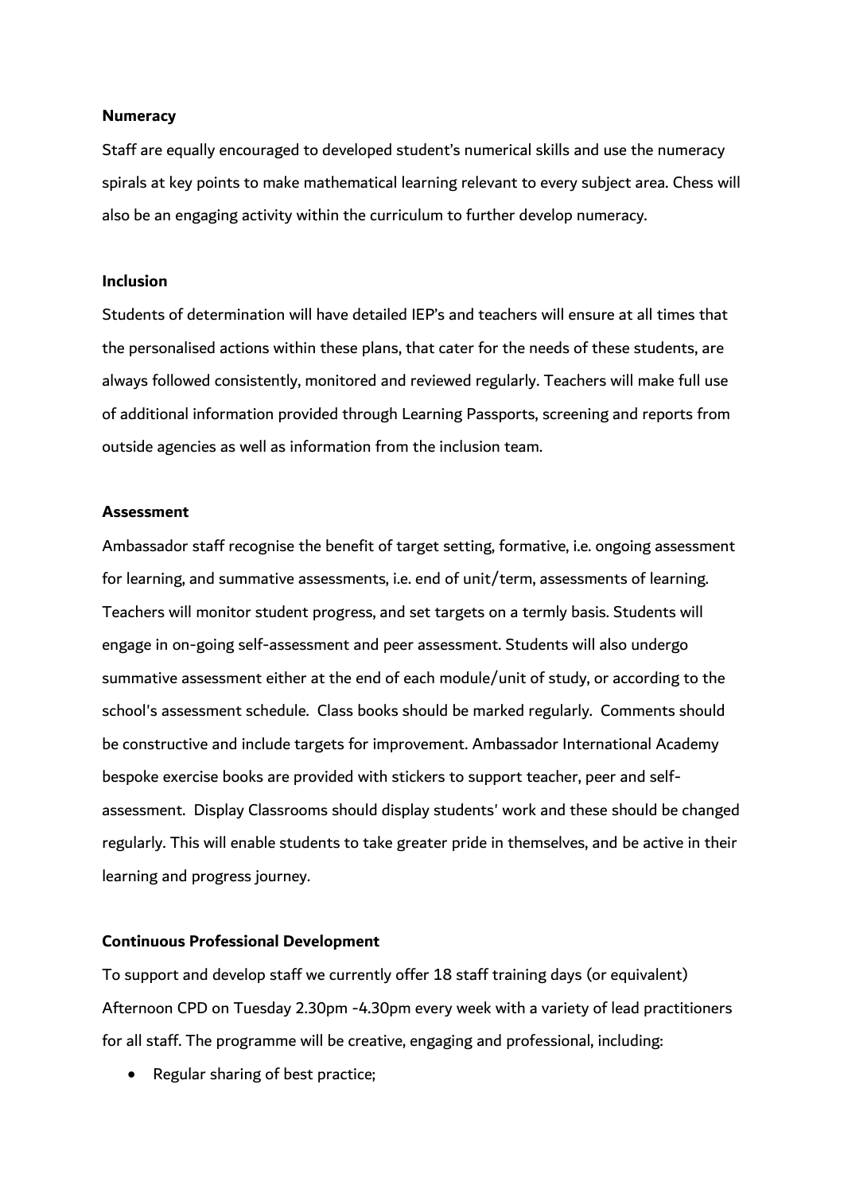**Numeracy**

Staff are equally encouraged to developed student's numerical skills and use the numeracy spirals at key points to make mathematical learning relevant to every subject area. Chess will also be an engaging activity within the curriculum to further develop numeracy.

**Inclusion**

Students of determination will have detailed IEP's and teachers will ensure at all times that the personalised actions within these plans, that cater for the needs of these students, are always followed consistently, monitored and reviewed regularly. Teachers will make full use of additional information provided through Learning Passports, screening and reports from outside agencies as well as information from the inclusion team.

**Assessment**

Ambassador staff recognise the benefit of target setting, formative, i.e. ongoing assessment for learning, and summative assessments, i.e. end of unit/term, assessments of learning. Teachers will monitor student progress, and set targets on a termly basis. Students will engage in on-going self-assessment and peer assessment. Students will also undergo summative assessment either at the end of each module/unit of study, or according to the school's assessment schedule.  Class books should be marked regularly.  Comments should be constructive and include targets for improvement. Ambassador International Academy bespoke exercise books are provided with stickers to support teacher, peer and self-assessment.  Display Classrooms should display students' work and these should be changed regularly. This will enable students to take greater pride in themselves, and be active in their learning and progress journey.

**Continuous Professional Development**

To support and develop staff we currently offer 18 staff training days (or equivalent) Afternoon CPD on Tuesday 2.30pm -4.30pm every week with a variety of lead practitioners for all staff. The programme will be creative, engaging and professional, including:

- Regular sharing of best practice;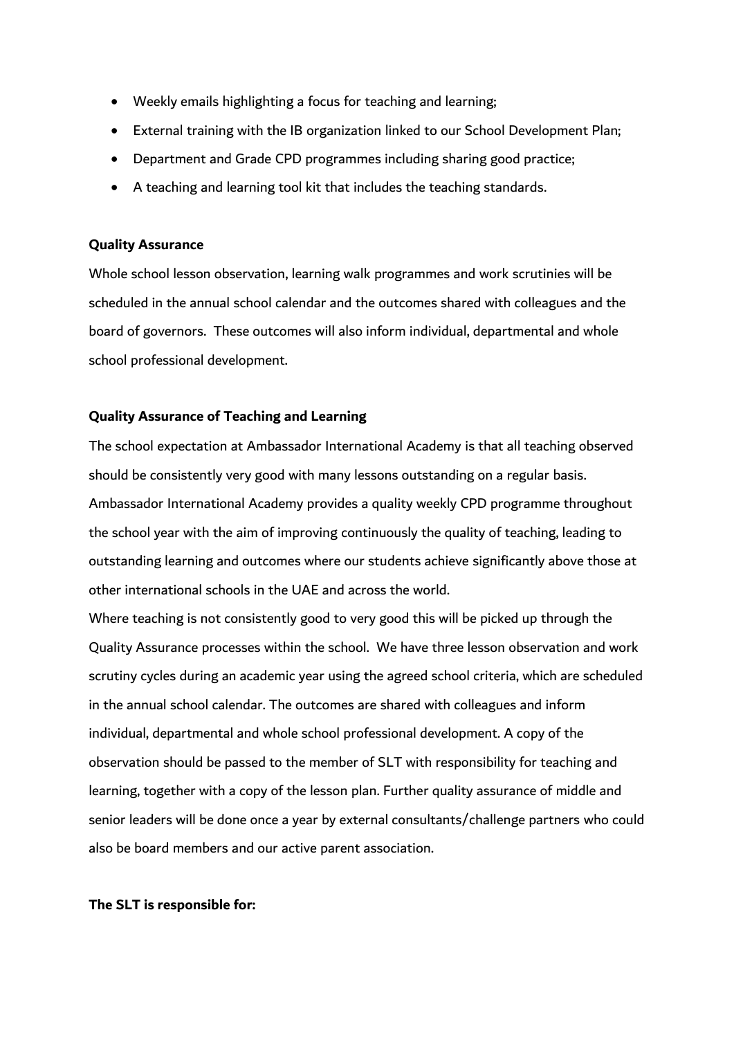- Weekly emails highlighting a focus for teaching and learning;
- External training with the IB organization linked to our School Development Plan;
- Department and Grade CPD programmes including sharing good practice;
- A teaching and learning tool kit that includes the teaching standards.

**Quality Assurance**

Whole school lesson observation, learning walk programmes and work scrutinies will be scheduled in the annual school calendar and the outcomes shared with colleagues and the board of governors. These outcomes will also inform individual, departmental and whole school professional development.

**Quality Assurance of Teaching and Learning**

The school expectation at Ambassador International Academy is that all teaching observed should be consistently very good with many lessons outstanding on a regular basis. Ambassador International Academy provides a quality weekly CPD programme throughout the school year with the aim of improving continuously the quality of teaching, leading to outstanding learning and outcomes where our students achieve significantly above those at other international schools in the UAE and across the world.

Where teaching is not consistently good to very good this will be picked up through the Quality Assurance processes within the school. We have three lesson observation and work scrutiny cycles during an academic year using the agreed school criteria, which are scheduled in the annual school calendar. The outcomes are shared with colleagues and inform individual, departmental and whole school professional development. A copy of the observation should be passed to the member of SLT with responsibility for teaching and learning, together with a copy of the lesson plan. Further quality assurance of middle and senior leaders will be done once a year by external consultants/challenge partners who could also be board members and our active parent association.

**The SLT is responsible for:**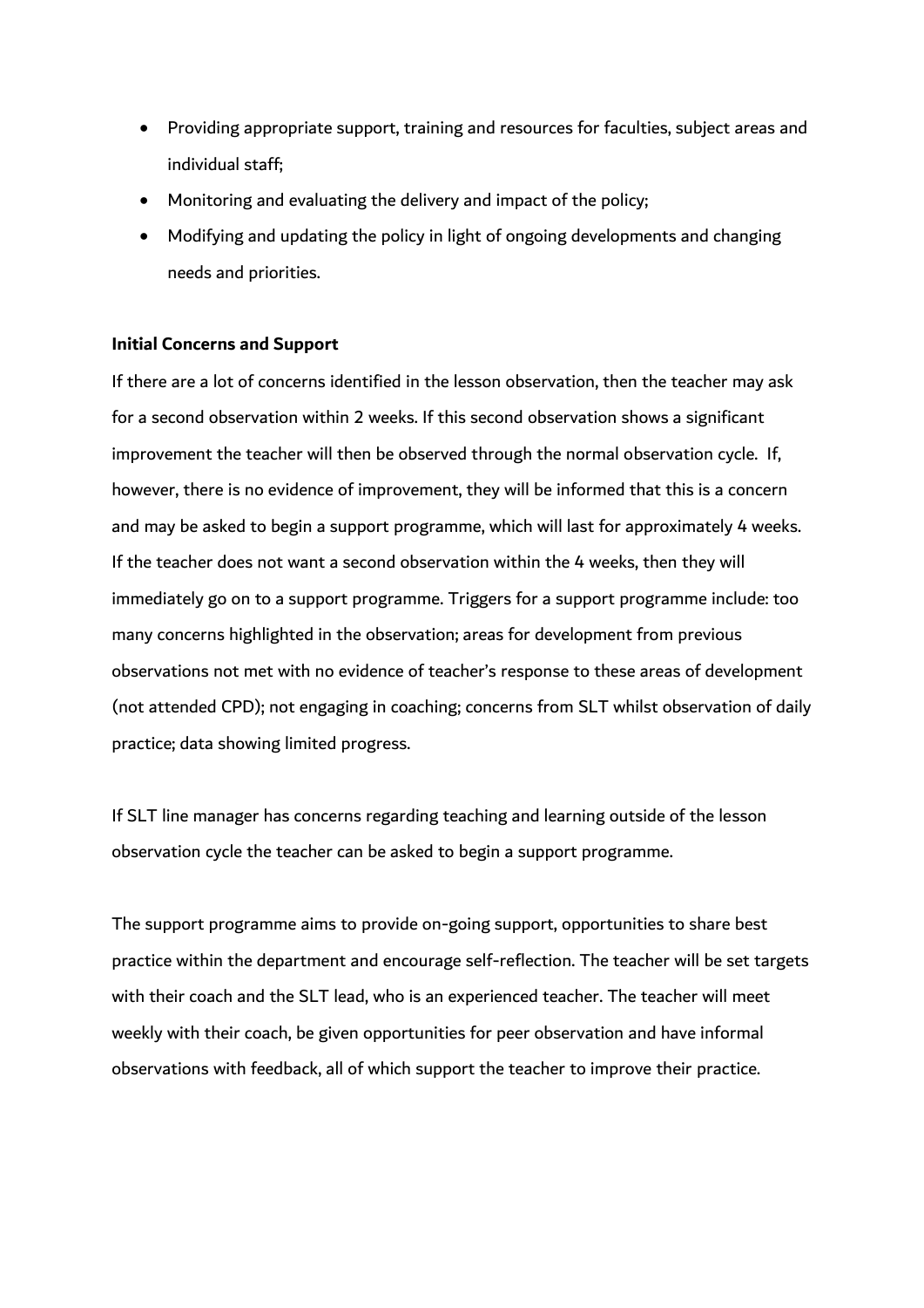- Providing appropriate support, training and resources for faculties, subject areas and individual staff;
- Monitoring and evaluating the delivery and impact of the policy;
- Modifying and updating the policy in light of ongoing developments and changing needs and priorities.

**Initial Concerns and Support**

If there are a lot of concerns identified in the lesson observation, then the teacher may ask for a second observation within 2 weeks. If this second observation shows a significant improvement the teacher will then be observed through the normal observation cycle. If, however, there is no evidence of improvement, they will be informed that this is a concern and may be asked to begin a support programme, which will last for approximately 4 weeks. If the teacher does not want a second observation within the 4 weeks, then they will immediately go on to a support programme. Triggers for a support programme include: too many concerns highlighted in the observation; areas for development from previous observations not met with no evidence of teacher's response to these areas of development (not attended CPD); not engaging in coaching; concerns from SLT whilst observation of daily practice; data showing limited progress.

If SLT line manager has concerns regarding teaching and learning outside of the lesson observation cycle the teacher can be asked to begin a support programme.

The support programme aims to provide on-going support, opportunities to share best practice within the department and encourage self-reflection. The teacher will be set targets with their coach and the SLT lead, who is an experienced teacher. The teacher will meet weekly with their coach, be given opportunities for peer observation and have informal observations with feedback, all of which support the teacher to improve their practice.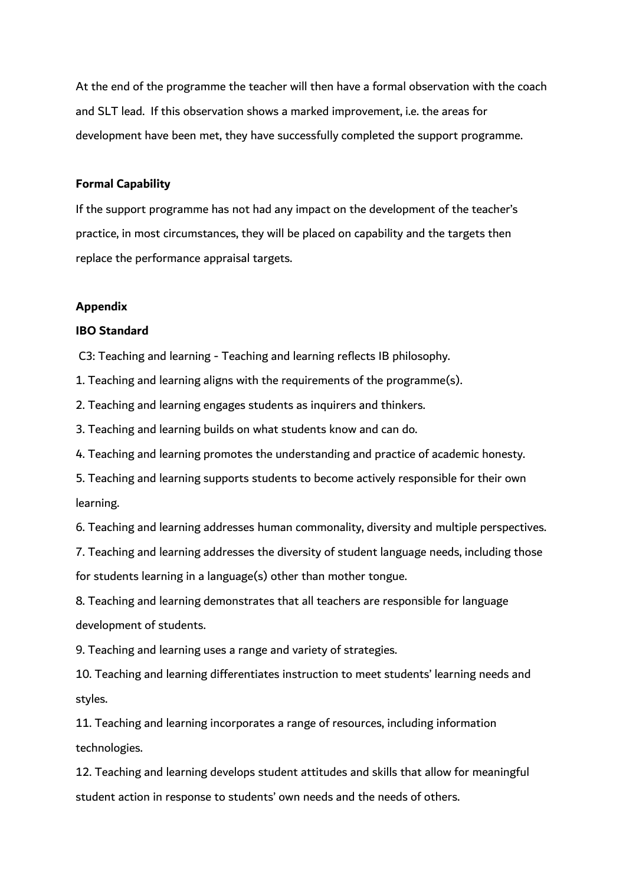At the end of the programme the teacher will then have a formal observation with the coach and SLT lead. If this observation shows a marked improvement, i.e. the areas for development have been met, they have successfully completed the support programme.

**Formal Capability**

If the support programme has not had any impact on the development of the teacher's practice, in most circumstances, they will be placed on capability and the targets then replace the performance appraisal targets.

**Appendix**

**IBO Standard**

C3: Teaching and learning - Teaching and learning reflects IB philosophy.

1. Teaching and learning aligns with the requirements of the programme(s).
2. Teaching and learning engages students as inquirers and thinkers.
3. Teaching and learning builds on what students know and can do.
4. Teaching and learning promotes the understanding and practice of academic honesty.
5. Teaching and learning supports students to become actively responsible for their own learning.
6. Teaching and learning addresses human commonality, diversity and multiple perspectives.
7. Teaching and learning addresses the diversity of student language needs, including those for students learning in a language(s) other than mother tongue.
8. Teaching and learning demonstrates that all teachers are responsible for language development of students.
9. Teaching and learning uses a range and variety of strategies.
10. Teaching and learning differentiates instruction to meet students' learning needs and styles.
11. Teaching and learning incorporates a range of resources, including information technologies.
12. Teaching and learning develops student attitudes and skills that allow for meaningful student action in response to students' own needs and the needs of others.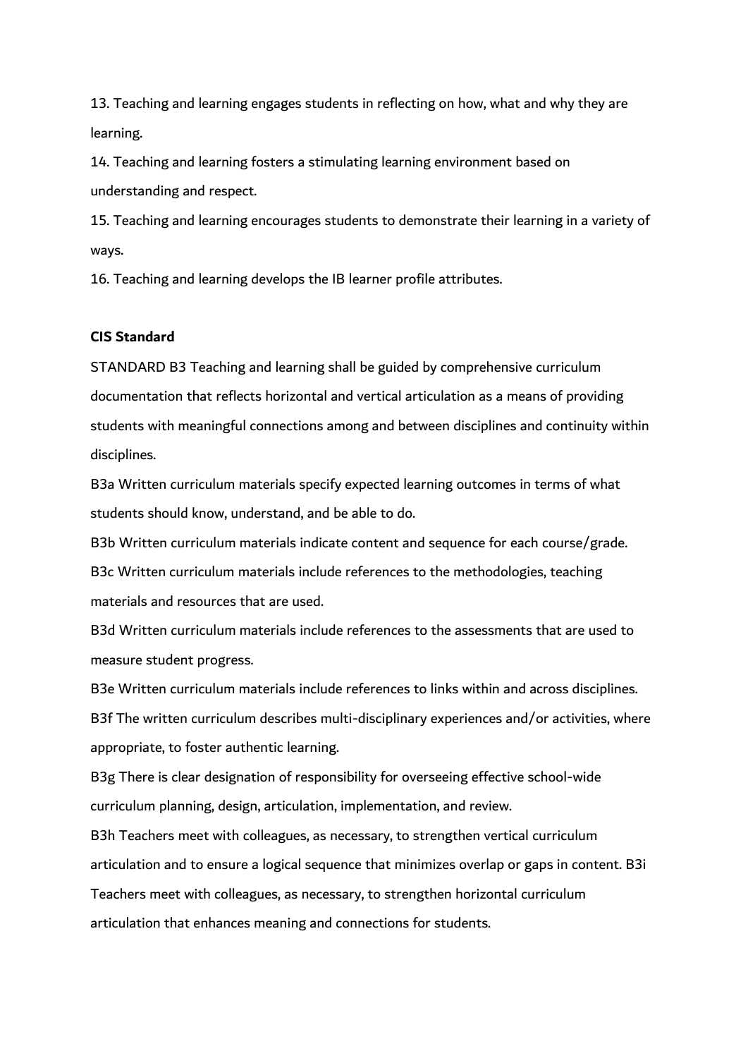13. Teaching and learning engages students in reflecting on how, what and why they are learning.

14. Teaching and learning fosters a stimulating learning environment based on understanding and respect.

15. Teaching and learning encourages students to demonstrate their learning in a variety of ways.

16. Teaching and learning develops the IB learner profile attributes.

**CIS Standard**

STANDARD B3 Teaching and learning shall be guided by comprehensive curriculum documentation that reflects horizontal and vertical articulation as a means of providing students with meaningful connections among and between disciplines and continuity within disciplines.

B3a Written curriculum materials specify expected learning outcomes in terms of what students should know, understand, and be able to do.

B3b Written curriculum materials indicate content and sequence for each course/grade.

B3c Written curriculum materials include references to the methodologies, teaching materials and resources that are used.

B3d Written curriculum materials include references to the assessments that are used to measure student progress.

B3e Written curriculum materials include references to links within and across disciplines.

B3f The written curriculum describes multi-disciplinary experiences and/or activities, where appropriate, to foster authentic learning.

B3g There is clear designation of responsibility for overseeing effective school-wide curriculum planning, design, articulation, implementation, and review.

B3h Teachers meet with colleagues, as necessary, to strengthen vertical curriculum articulation and to ensure a logical sequence that minimizes overlap or gaps in content. B3i Teachers meet with colleagues, as necessary, to strengthen horizontal curriculum articulation that enhances meaning and connections for students.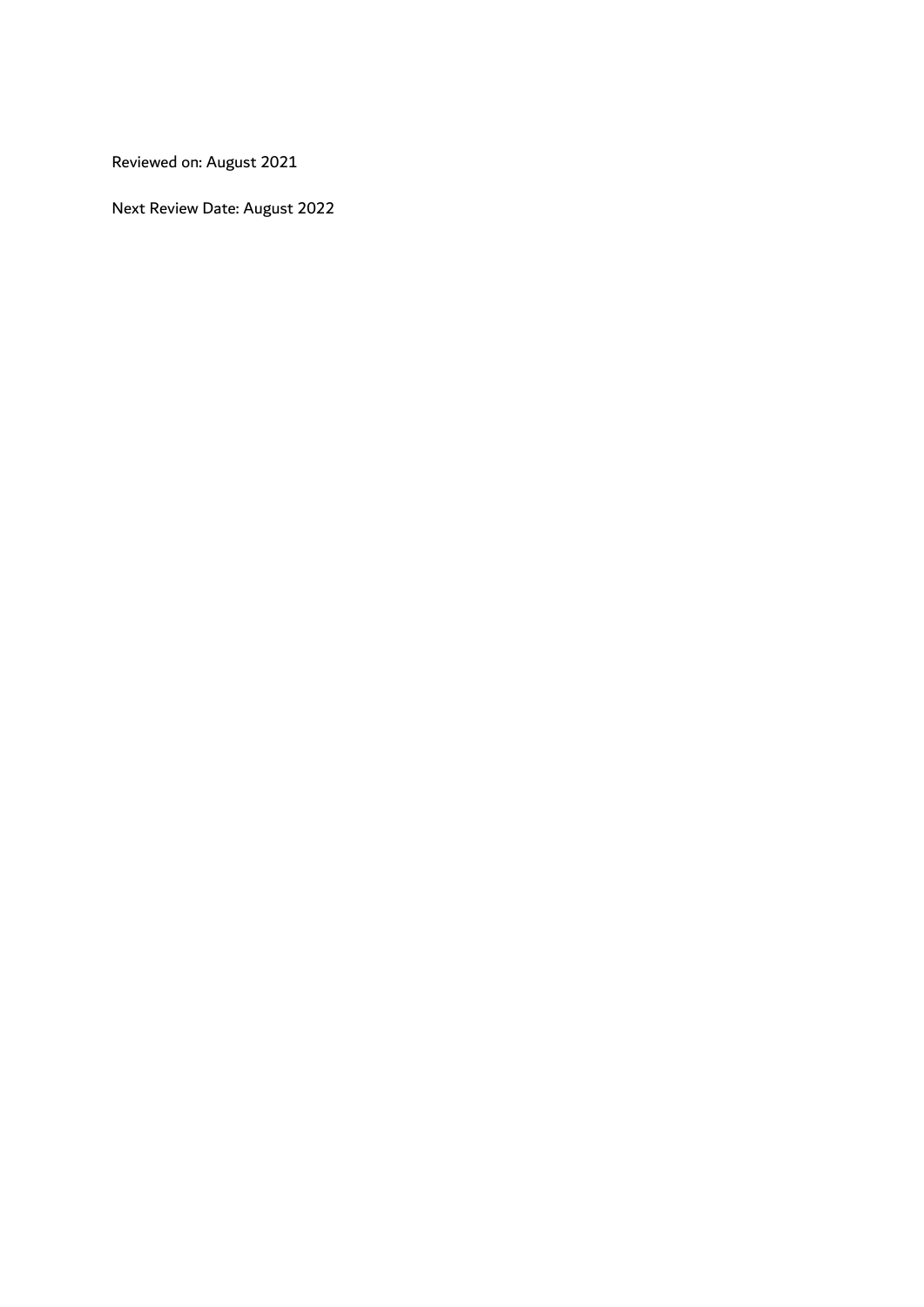Reviewed on: August 2021

Next Review Date: August 2022